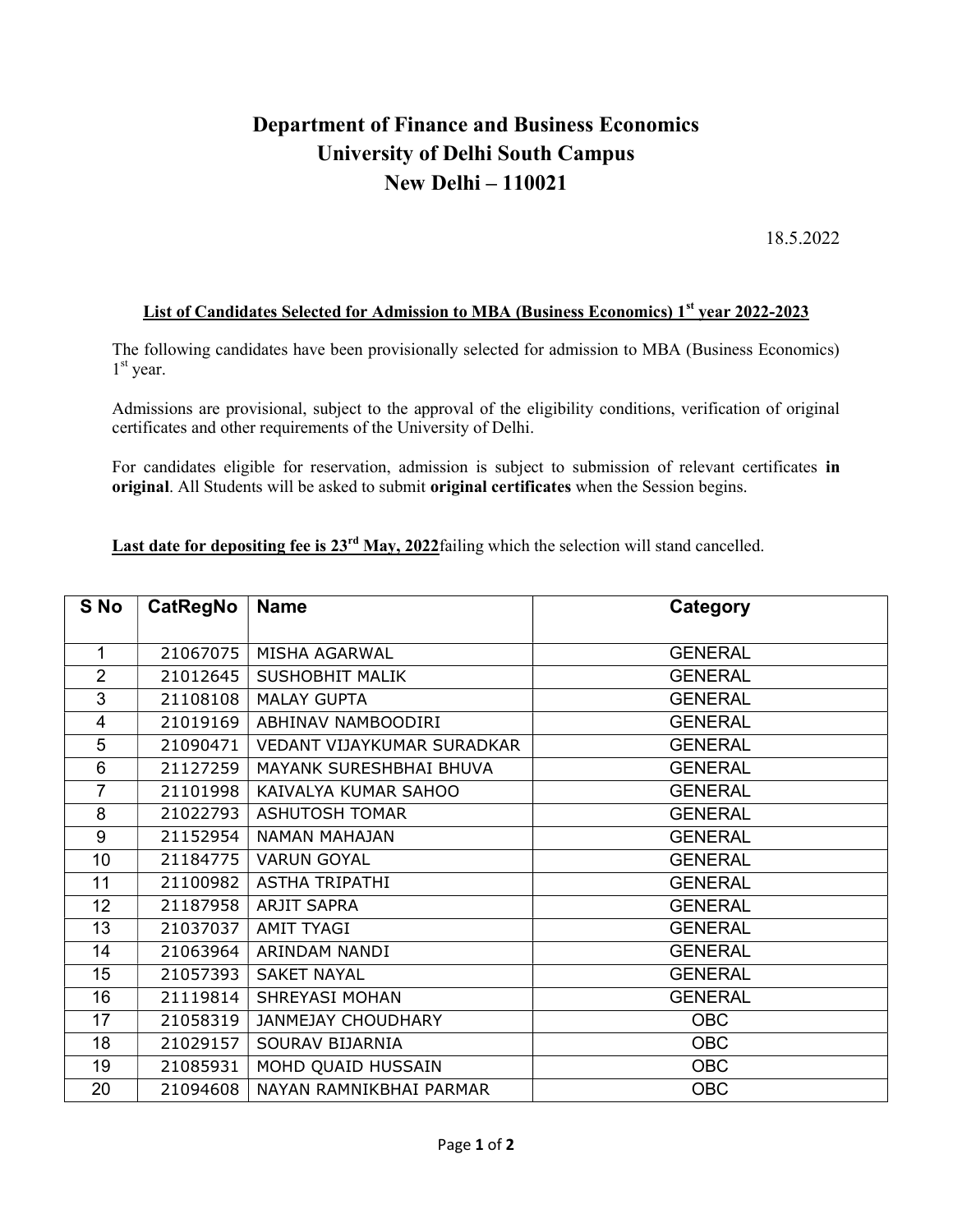# Department of Finance and Business Economics
# University of Delhi South Campus
# New Delhi – 110021

18.5.2022

**List of Candidates Selected for Admission to MBA (Business Economics) 1st year 2022-2023**

The following candidates have been provisionally selected for admission to MBA (Business Economics) 1st year.

Admissions are provisional, subject to the approval of the eligibility conditions, verification of original certificates and other requirements of the University of Delhi.

For candidates eligible for reservation, admission is subject to submission of relevant certificates **in original**. All Students will be asked to submit **original certificates** when the Session begins.

**Last date for depositing fee is 23rd May, 2022** failing which the selection will stand cancelled.

| S No | CatRegNo | Name | Category |
|---|---|---|---|
| 1 | 21067075 | MISHA AGARWAL | GENERAL |
| 2 | 21012645 | SUSHOBHIT MALIK | GENERAL |
| 3 | 21108108 | MALAY GUPTA | GENERAL |
| 4 | 21019169 | ABHINAV NAMBOODIRI | GENERAL |
| 5 | 21090471 | VEDANT VIJAYKUMAR SURADKAR | GENERAL |
| 6 | 21127259 | MAYANK SURESHBHAI BHUVA | GENERAL |
| 7 | 21101998 | KAIVALYA KUMAR SAHOO | GENERAL |
| 8 | 21022793 | ASHUTOSH TOMAR | GENERAL |
| 9 | 21152954 | NAMAN MAHAJAN | GENERAL |
| 10 | 21184775 | VARUN GOYAL | GENERAL |
| 11 | 21100982 | ASTHA TRIPATHI | GENERAL |
| 12 | 21187958 | ARJIT SAPRA | GENERAL |
| 13 | 21037037 | AMIT TYAGI | GENERAL |
| 14 | 21063964 | ARINDAM NANDI | GENERAL |
| 15 | 21057393 | SAKET NAYAL | GENERAL |
| 16 | 21119814 | SHREYASI MOHAN | GENERAL |
| 17 | 21058319 | JANMEJAY CHOUDHARY | OBC |
| 18 | 21029157 | SOURAV BIJARNIA | OBC |
| 19 | 21085931 | MOHD QUAID HUSSAIN | OBC |
| 20 | 21094608 | NAYAN RAMNIKBHAI PARMAR | OBC |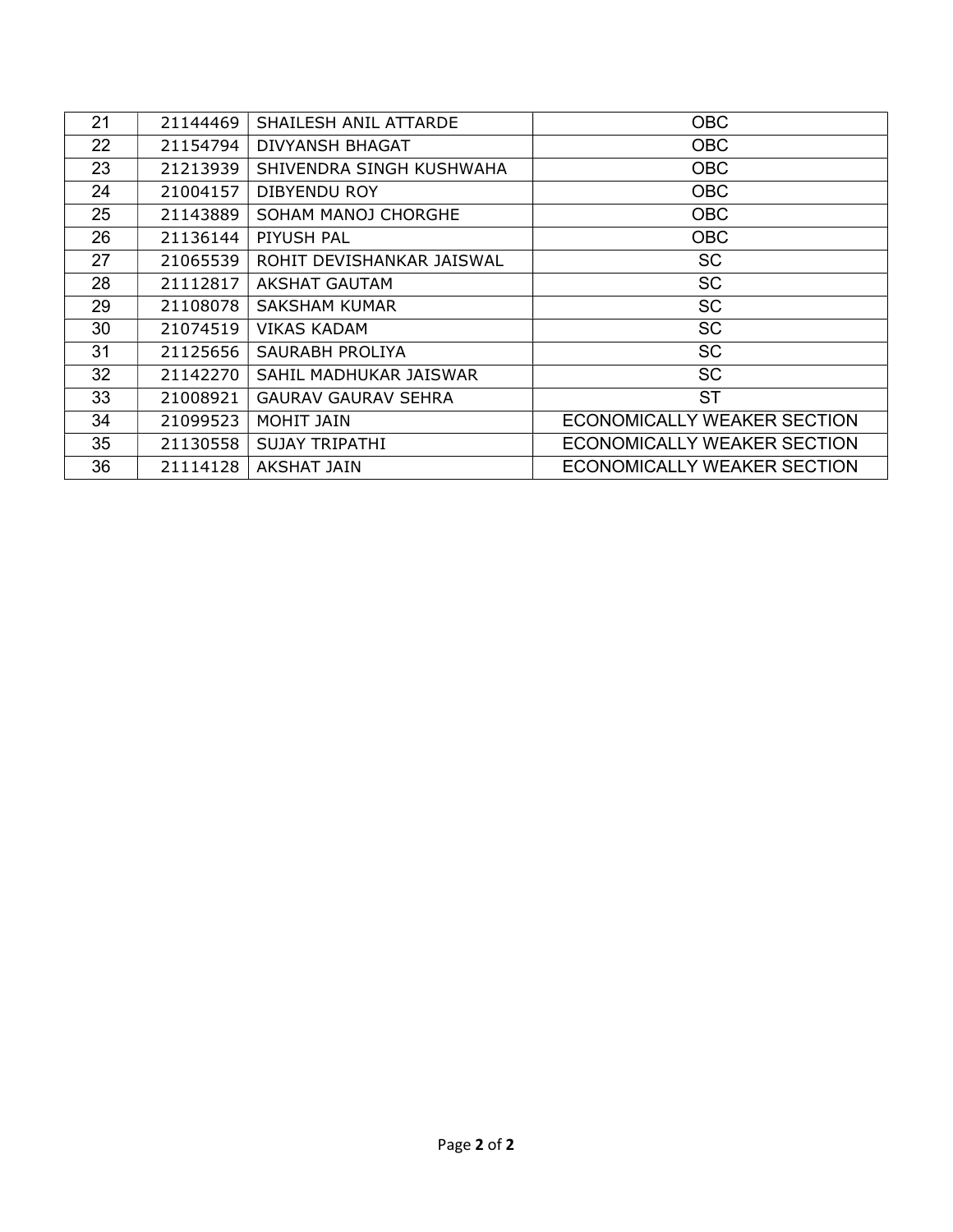| | | | |
|---|---|---|---|
| 21 | 21144469 | SHAILESH ANIL ATTARDE | OBC |
| 22 | 21154794 | DIVYANSH BHAGAT | OBC |
| 23 | 21213939 | SHIVENDRA SINGH KUSHWAHA | OBC |
| 24 | 21004157 | DIBYENDU ROY | OBC |
| 25 | 21143889 | SOHAM MANOJ CHORGHE | OBC |
| 26 | 21136144 | PIYUSH PAL | OBC |
| 27 | 21065539 | ROHIT DEVISHANKAR JAISWAL | SC |
| 28 | 21112817 | AKSHAT GAUTAM | SC |
| 29 | 21108078 | SAKSHAM KUMAR | SC |
| 30 | 21074519 | VIKAS KADAM | SC |
| 31 | 21125656 | SAURABH PROLIYA | SC |
| 32 | 21142270 | SAHIL MADHUKAR JAISWAR | SC |
| 33 | 21008921 | GAURAV GAURAV SEHRA | ST |
| 34 | 21099523 | MOHIT JAIN | ECONOMICALLY WEAKER SECTION |
| 35 | 21130558 | SUJAY TRIPATHI | ECONOMICALLY WEAKER SECTION |
| 36 | 21114128 | AKSHAT JAIN | ECONOMICALLY WEAKER SECTION |